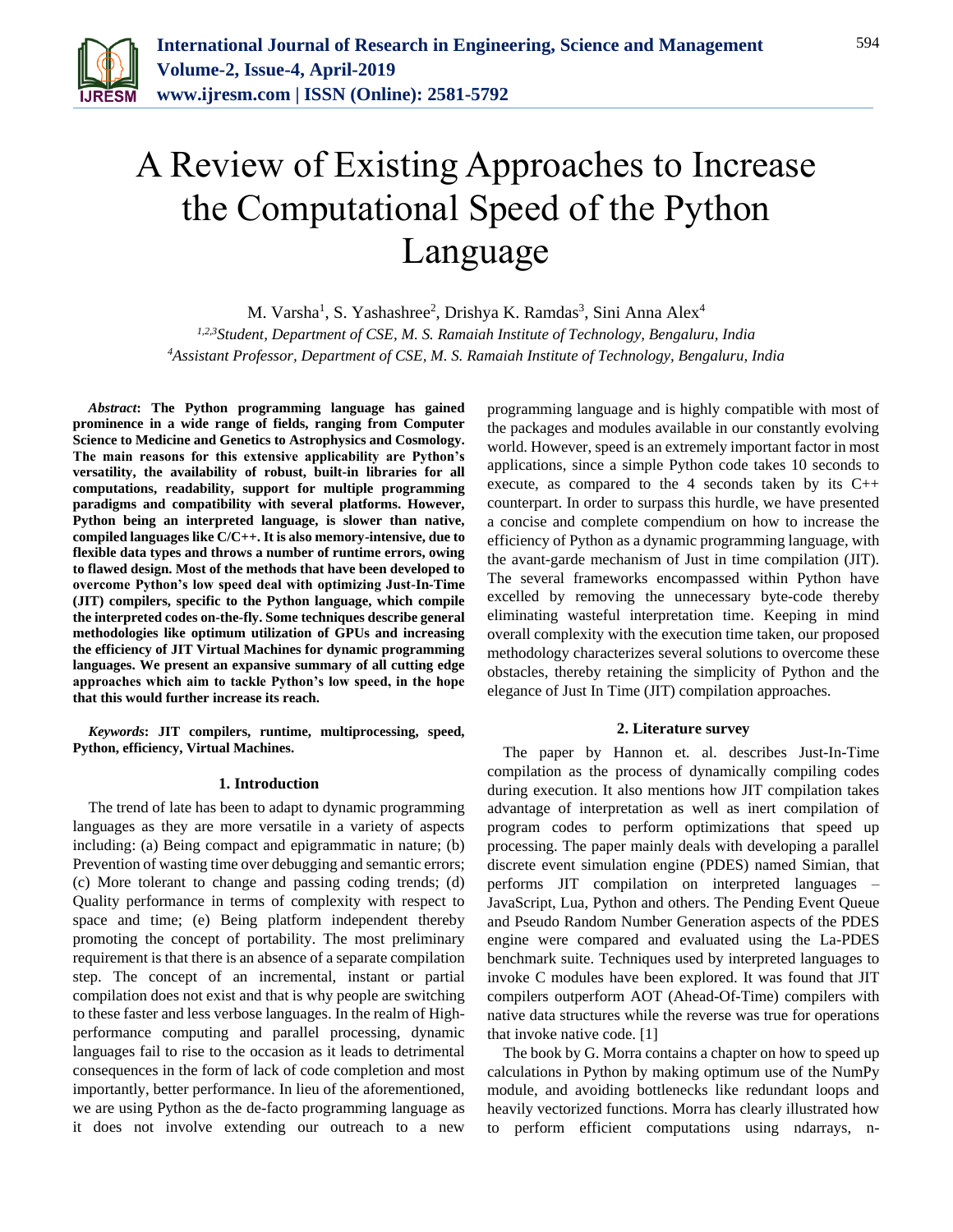# A Review of Existing Approaches to Increase the Computational Speed of the Python Language

M. Varsha[1], S. Yashashree[2], Drishya K. Ramdas[3], Sini Anna Alex[4]

[1,2,3]*Student, Department of CSE, M. S. Ramaiah Institute of Technology, Bengaluru, India*
[4]*Assistant Professor, Department of CSE, M. S. Ramaiah Institute of Technology, Bengaluru, India*

***Abstract*: The Python programming language has gained prominence in a wide range of fields, ranging from Computer Science to Medicine and Genetics to Astrophysics and Cosmology. The main reasons for this extensive applicability are Python's versatility, the availability of robust, built-in libraries for all computations, readability, support for multiple programming paradigms and compatibility with several platforms. However, Python being an interpreted language, is slower than native, compiled languages like C/C++. It is also memory-intensive, due to flexible data types and throws a number of runtime errors, owing to flawed design. Most of the methods that have been developed to overcome Python's low speed deal with optimizing Just-In-Time (JIT) compilers, specific to the Python language, which compile the interpreted codes on-the-fly. Some techniques describe general methodologies like optimum utilization of GPUs and increasing the efficiency of JIT Virtual Machines for dynamic programming languages. We present an expansive summary of all cutting edge approaches which aim to tackle Python's low speed, in the hope that this would further increase its reach.**

***Keywords*: JIT compilers, runtime, multiprocessing, speed, Python, efficiency, Virtual Machines.**

## 1. Introduction

The trend of late has been to adapt to dynamic programming languages as they are more versatile in a variety of aspects including: (a) Being compact and epigrammatic in nature; (b) Prevention of wasting time over debugging and semantic errors; (c) More tolerant to change and passing coding trends; (d) Quality performance in terms of complexity with respect to space and time; (e) Being platform independent thereby promoting the concept of portability. The most preliminary requirement is that there is an absence of a separate compilation step. The concept of an incremental, instant or partial compilation does not exist and that is why people are switching to these faster and less verbose languages. In the realm of High-performance computing and parallel processing, dynamic languages fail to rise to the occasion as it leads to detrimental consequences in the form of lack of code completion and most importantly, better performance. In lieu of the aforementioned, we are using Python as the de-facto programming language as it does not involve extending our outreach to a new programming language and is highly compatible with most of the packages and modules available in our constantly evolving world. However, speed is an extremely important factor in most applications, since a simple Python code takes 10 seconds to execute, as compared to the 4 seconds taken by its C++ counterpart. In order to surpass this hurdle, we have presented a concise and complete compendium on how to increase the efficiency of Python as a dynamic programming language, with the avant-garde mechanism of Just in time compilation (JIT). The several frameworks encompassed within Python have excelled by removing the unnecessary byte-code thereby eliminating wasteful interpretation time. Keeping in mind overall complexity with the execution time taken, our proposed methodology characterizes several solutions to overcome these obstacles, thereby retaining the simplicity of Python and the elegance of Just In Time (JIT) compilation approaches.

## 2. Literature survey

The paper by Hannon et. al. describes Just-In-Time compilation as the process of dynamically compiling codes during execution. It also mentions how JIT compilation takes advantage of interpretation as well as inert compilation of program codes to perform optimizations that speed up processing. The paper mainly deals with developing a parallel discrete event simulation engine (PDES) named Simian, that performs JIT compilation on interpreted languages – JavaScript, Lua, Python and others. The Pending Event Queue and Pseudo Random Number Generation aspects of the PDES engine were compared and evaluated using the La-PDES benchmark suite. Techniques used by interpreted languages to invoke C modules have been explored. It was found that JIT compilers outperform AOT (Ahead-Of-Time) compilers with native data structures while the reverse was true for operations that invoke native code. [1]

The book by G. Morra contains a chapter on how to speed up calculations in Python by making optimum use of the NumPy module, and avoiding bottlenecks like redundant loops and heavily vectorized functions. Morra has clearly illustrated how to perform efficient computations using ndarrays, n-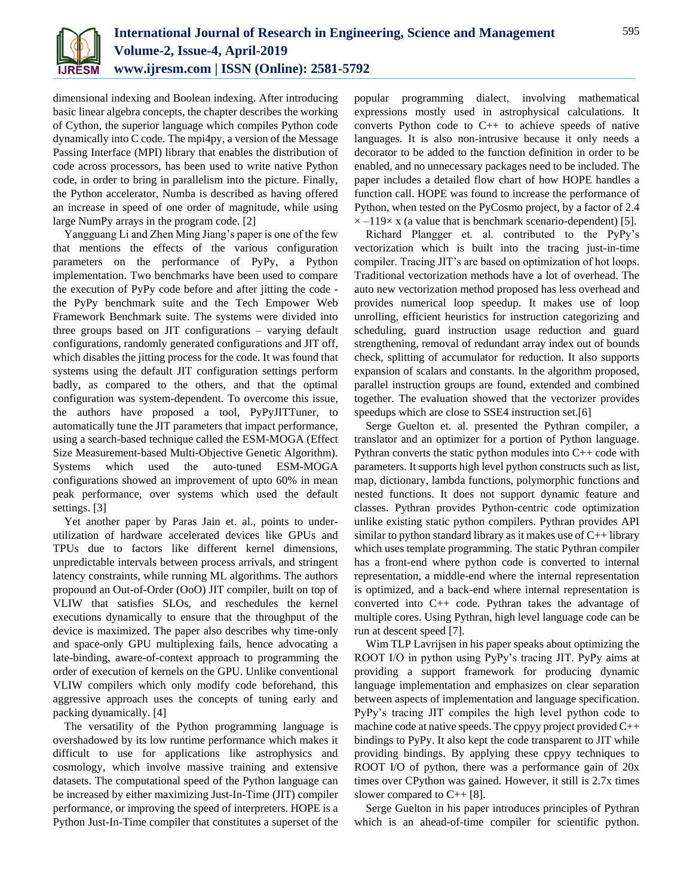dimensional indexing and Boolean indexing. After introducing basic linear algebra concepts, the chapter describes the working of Cython, the superior language which compiles Python code dynamically into C code. The mpi4py, a version of the Message Passing Interface (MPI) library that enables the distribution of code across processors, has been used to write native Python code, in order to bring in parallelism into the picture. Finally, the Python accelerator, Numba is described as having offered an increase in speed of one order of magnitude, while using large NumPy arrays in the program code. [2]

Yangguang Li and Zhen Ming Jiang's paper is one of the few that mentions the effects of the various configuration parameters on the performance of PyPy, a Python implementation. Two benchmarks have been used to compare the execution of PyPy code before and after jitting the code - the PyPy benchmark suite and the Tech Empower Web Framework Benchmark suite. The systems were divided into three groups based on JIT configurations – varying default configurations, randomly generated configurations and JIT off, which disables the jitting process for the code. It was found that systems using the default JIT configuration settings perform badly, as compared to the others, and that the optimal configuration was system-dependent. To overcome this issue, the authors have proposed a tool, PyPyJITTuner, to automatically tune the JIT parameters that impact performance, using a search-based technique called the ESM-MOGA (Effect Size Measurement-based Multi-Objective Genetic Algorithm). Systems which used the auto-tuned ESM-MOGA configurations showed an improvement of upto 60% in mean peak performance, over systems which used the default settings. [3]

Yet another paper by Paras Jain et. al., points to under-utilization of hardware accelerated devices like GPUs and TPUs due to factors like different kernel dimensions, unpredictable intervals between process arrivals, and stringent latency constraints, while running ML algorithms. The authors propound an Out-of-Order (OoO) JIT compiler, built on top of VLIW that satisfies SLOs, and reschedules the kernel executions dynamically to ensure that the throughput of the device is maximized. The paper also describes why time-only and space-only GPU multiplexing fails, hence advocating a late-binding, aware-of-context approach to programming the order of execution of kernels on the GPU. Unlike conventional VLIW compilers which only modify code beforehand, this aggressive approach uses the concepts of tuning early and packing dynamically. [4]

The versatility of the Python programming language is overshadowed by its low runtime performance which makes it difficult to use for applications like astrophysics and cosmology, which involve massive training and extensive datasets. The computational speed of the Python language can be increased by either maximizing Just-In-Time (JIT) compiler performance, or improving the speed of interpreters. HOPE is a Python Just-In-Time compiler that constitutes a superset of the popular programming dialect, involving mathematical expressions mostly used in astrophysical calculations. It converts Python code to C++ to achieve speeds of native languages. It is also non-intrusive because it only needs a decorator to be added to the function definition in order to be enabled, and no unnecessary packages need to be included. The paper includes a detailed flow chart of how HOPE handles a function call. HOPE was found to increase the performance of Python, when tested on the PyCosmo project, by a factor of 2.4 × –119× x (a value that is benchmark scenario-dependent) [5].

Richard Plangger et. al. contributed to the PyPy's vectorization which is built into the tracing just-in-time compiler. Tracing JIT's are based on optimization of hot loops. Traditional vectorization methods have a lot of overhead. The auto new vectorization method proposed has less overhead and provides numerical loop speedup. It makes use of loop unrolling, efficient heuristics for instruction categorizing and scheduling, guard instruction usage reduction and guard strengthening, removal of redundant array index out of bounds check, splitting of accumulator for reduction. It also supports expansion of scalars and constants. In the algorithm proposed, parallel instruction groups are found, extended and combined together. The evaluation showed that the vectorizer provides speedups which are close to SSE4 instruction set.[6]

Serge Guelton et. al. presented the Pythran compiler, a translator and an optimizer for a portion of Python language. Pythran converts the static python modules into C++ with parameters. It supports high level python constructs such as list, map, dictionary, lambda functions, polymorphic functions and nested functions. It does not support dynamic feature and classes. Pythran provides Python-centric code optimization unlike existing static python compilers. Pythran provides API similar to python standard library as it makes use of C++ library which uses template programming. The static Pythran compiler has a front-end where python code is converted to internal representation, a middle-end where the internal representation is optimized, and a back-end where internal representation is converted into C++ code. Pythran takes the advantage of multiple cores. Using Pythran, high level language code can be run at descent speed [7].

Wim TLP Lavrijsen in his paper speaks about optimizing the ROOT I/O in python using PyPy's tracing JIT. PyPy aims at providing a support framework for producing dynamic language implementation and emphasizes on clear separation between aspects of implementation and language specification. PyPy's tracing JIT compiles the high level python code to machine code at native speeds. The cppyy project provided C++ bindings to PyPy. It also kept the code transparent to JIT while providing bindings. By applying these cppyy techniques to ROOT I/O of python, there was a performance gain of 20x times over CPython was gained. However, it still is 2.7x times slower compared to C++ [8].

Serge Guelton in his paper introduces principles of Pythran which is an ahead-of-time compiler for scientific python.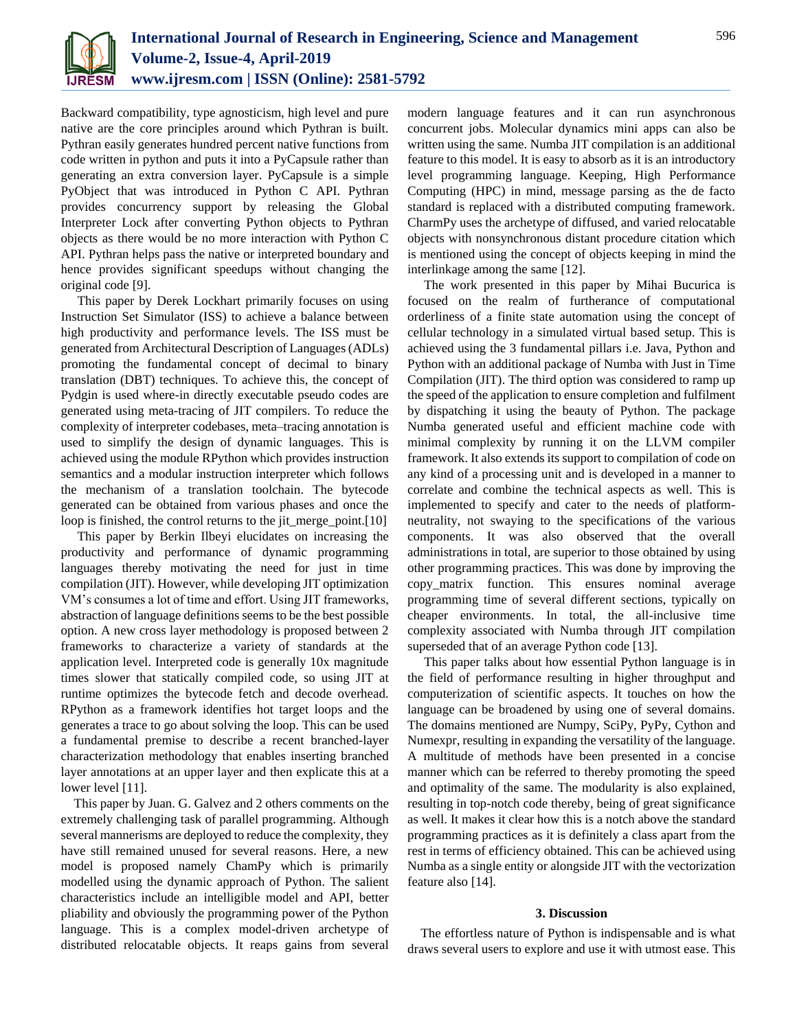Backward compatibility, type agnosticism, high level and pure native are the core principles around which Pythran is built. Pythran easily generates hundred percent native functions from code written in python and puts it into a PyCapsule rather than generating an extra conversion layer. PyCapsule is a simple PyObject that was introduced in Python C API. Pythran provides concurrency support by releasing the Global Interpreter Lock after converting Python objects to Pythran objects as there would be no more interaction with Python C API. Pythran helps pass the native or interpreted boundary and hence provides significant speedups without changing the original code [9].

This paper by Derek Lockhart primarily focuses on using Instruction Set Simulator (ISS) to achieve a balance between high productivity and performance levels. The ISS must be generated from Architectural Description of Languages (ADLs) promoting the fundamental concept of decimal to binary translation (DBT) techniques. To achieve this, the concept of Pydgin is used where-in directly executable pseudo codes are generated using meta-tracing of JIT compilers. To reduce the complexity of interpreter codebases, meta–tracing annotation is used to simplify the design of dynamic languages. This is achieved using the module RPython which provides instruction semantics and a modular instruction interpreter which follows the mechanism of a translation toolchain. The bytecode generated can be obtained from various phases and once the loop is finished, the control returns to the jit_merge_point.[10]

This paper by Berkin Ilbeyi elucidates on increasing the productivity and performance of dynamic programming languages thereby motivating the need for just in time compilation (JIT). However, while developing JIT optimization VM's consumes a lot of time and effort. Using JIT frameworks, abstraction of language definitions seems to be the best possible option. A new cross layer methodology is proposed between 2 frameworks to characterize a variety of standards at the application level. Interpreted code is generally 10x magnitude times slower that statically compiled code, so using JIT at runtime optimizes the bytecode fetch and decode overhead. RPython as a framework identifies hot target loops and the generates a trace to go about solving the loop. This can be used a fundamental premise to describe a recent branched-layer characterization methodology that enables inserting branched layer annotations at an upper layer and then explicate this at a lower level [11].

This paper by Juan. G. Galvez and 2 others comments on the extremely challenging task of parallel programming. Although several mannerisms are deployed to reduce the complexity, they have still remained unused for several reasons. Here, a new model is proposed namely ChamPy which is primarily modelled using the dynamic approach of Python. The salient characteristics include an intelligible model and API, better pliability and obviously the programming power of the Python language. This is a complex model-driven archetype of distributed relocatable objects. It reaps gains from several modern language features and it can run asynchronous concurrent jobs. Molecular dynamics mini apps can also be written using the same. Numba JIT compilation is an additional feature to this model. It is easy to absorb as it is an introductory level programming language. Keeping, High Performance Computing (HPC) in mind, message parsing as the de facto standard is replaced with a distributed computing framework. CharmPy uses the archetype of diffused, and varied relocatable objects with nonsynchronous distant procedure citation which is mentioned using the concept of objects keeping in mind the interlinkage among the same [12].

The work presented in this paper by Mihai Bucurica is focused on the realm of furtherance of computational orderliness of a finite state automation using the concept of cellular technology in a simulated virtual based setup. This is achieved using the 3 fundamental pillars i.e. Java, Python and Python with an additional package of Numba with Just in Time Compilation (JIT). The third option was considered to ramp up the speed of the application to ensure completion and fulfilment by dispatching it using the beauty of Python. The package Numba generated useful and efficient machine code with minimal complexity by running it on the LLVM compiler framework. It also extends its support to compilation of code on any kind of a processing unit and is developed in a manner to correlate and combine the technical aspects as well. This is implemented to specify and cater to the needs of platform-neutrality, not swaying to the specifications of the various components. It was also observed that the overall administrations in total, are superior to those obtained by using other programming practices. This was done by improving the copy_matrix function. This ensures nominal average programming time of several different sections, typically on cheaper environments. In total, the all-inclusive time complexity associated with Numba through JIT compilation superseded that of an average Python code [13].

This paper talks about how essential Python language is in the field of performance resulting in higher throughput and computerization of scientific aspects. It touches on how the language can be broadened by using one of several domains. The domains mentioned are Numpy, SciPy, PyPy, Cython and Numexpr, resulting in expanding the versatility of the language. A multitude of methods have been presented in a concise manner which can be referred to thereby promoting the speed and optimality of the same. The modularity is also explained, resulting in top-notch code thereby, being of great significance as well. It makes it clear how this is a notch above the standard programming practices as it is definitely a class apart from the rest in terms of efficiency obtained. This can be achieved using Numba as a single entity or alongside JIT with the vectorization feature also [14].

## 3. Discussion

The effortless nature of Python is indispensable and is what draws several users to explore and use it with utmost ease. This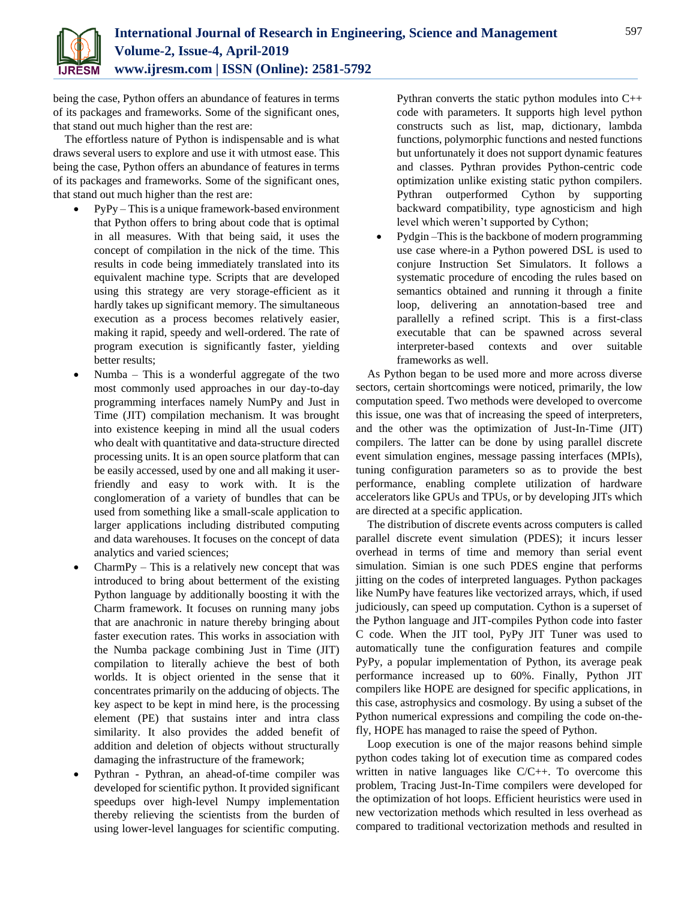being the case, Python offers an abundance of features in terms of its packages and frameworks. Some of the significant ones, that stand out much higher than the rest are:

The effortless nature of Python is indispensable and is what draws several users to explore and use it with utmost ease. This being the case, Python offers an abundance of features in terms of its packages and frameworks. Some of the significant ones, that stand out much higher than the rest are:

- PyPy – This is a unique framework-based environment that Python offers to bring about code that is optimal in all measures. With that being said, it uses the concept of compilation in the nick of the time. This results in code being immediately translated into its equivalent machine type. Scripts that are developed using this strategy are very storage-efficient as it hardly takes up significant memory. The simultaneous execution as a process becomes relatively easier, making it rapid, speedy and well-ordered. The rate of program execution is significantly faster, yielding better results;
- Numba – This is a wonderful aggregate of the two most commonly used approaches in our day-to-day programming interfaces namely NumPy and Just in Time (JIT) compilation mechanism. It was brought into existence keeping in mind all the usual coders who dealt with quantitative and data-structure directed processing units. It is an open source platform that can be easily accessed, used by one and all making it user-friendly and easy to work with. It is the conglomeration of a variety of bundles that can be used from something like a small-scale application to larger applications including distributed computing and data warehouses. It focuses on the concept of data analytics and varied sciences;
- CharmPy – This is a relatively new concept that was introduced to bring about betterment of the existing Python language by additionally boosting it with the Charm framework. It focuses on running many jobs that are anachronic in nature thereby bringing about faster execution rates. This works in association with the Numba package combining Just in Time (JIT) compilation to literally achieve the best of both worlds. It is object oriented in the sense that it concentrates primarily on the adducing of objects. The key aspect to be kept in mind here, is the processing element (PE) that sustains inter and intra class similarity. It also provides the added benefit of addition and deletion of objects without structurally damaging the infrastructure of the framework;
- Pythran - Pythran, an ahead-of-time compiler was developed for scientific python. It provided significant speedups over high-level Numpy implementation thereby relieving the scientists from the burden of using lower-level languages for scientific computing. Pythran converts the static python modules into C++ code with parameters. It supports high level python constructs such as list, map, dictionary, lambda functions, polymorphic functions and nested functions but unfortunately it does not support dynamic features and classes. Pythran provides Python-centric code optimization unlike existing static python compilers. Pythran outperformed Cython by supporting backward compatibility, type agnosticism and high level which weren't supported by Cython;
- Pydgin –This is the backbone of modern programming use case where-in a Python powered DSL is used to conjure Instruction Set Simulators. It follows a systematic procedure of encoding the rules based on semantics obtained and running it through a finite loop, delivering an annotation-based tree and parallelly a refined script. This is a first-class executable that can be spawned across several interpreter-based contexts and over suitable frameworks as well.

As Python began to be used more and more across diverse sectors, certain shortcomings were noticed, primarily, the low computation speed. Two methods were developed to overcome this issue, one was that of increasing the speed of interpreters, and the other was the optimization of Just-In-Time (JIT) compilers. The latter can be done by using parallel discrete event simulation engines, message passing interfaces (MPIs), tuning configuration parameters so as to provide the best performance, enabling complete utilization of hardware accelerators like GPUs and TPUs, or by developing JITs which are directed at a specific application.

The distribution of discrete events across computers is called parallel discrete event simulation (PDES); it incurs lesser overhead in terms of time and memory than serial event simulation. Simian is one such PDES engine that performs jitting on the codes of interpreted languages. Python packages like NumPy have features like vectorized arrays, which, if used judiciously, can speed up computation. Cython is a superset of the Python language and JIT-compiles Python code into faster C code. When the JIT tool, PyPy JIT Tuner was used to automatically tune the configuration features and compile PyPy, a popular implementation of Python, its average peak performance increased up to 60%. Finally, Python JIT compilers like HOPE are designed for specific applications, in this case, astrophysics and cosmology. By using a subset of the Python numerical expressions and compiling the code on-the-fly, HOPE has managed to raise the speed of Python.

Loop execution is one of the major reasons behind simple python codes taking lot of execution time as compared codes written in native languages like C/C++. To overcome this problem, Tracing Just-In-Time compilers were developed for the optimization of hot loops. Efficient heuristics were used in new vectorization methods which resulted in less overhead as compared to traditional vectorization methods and resulted in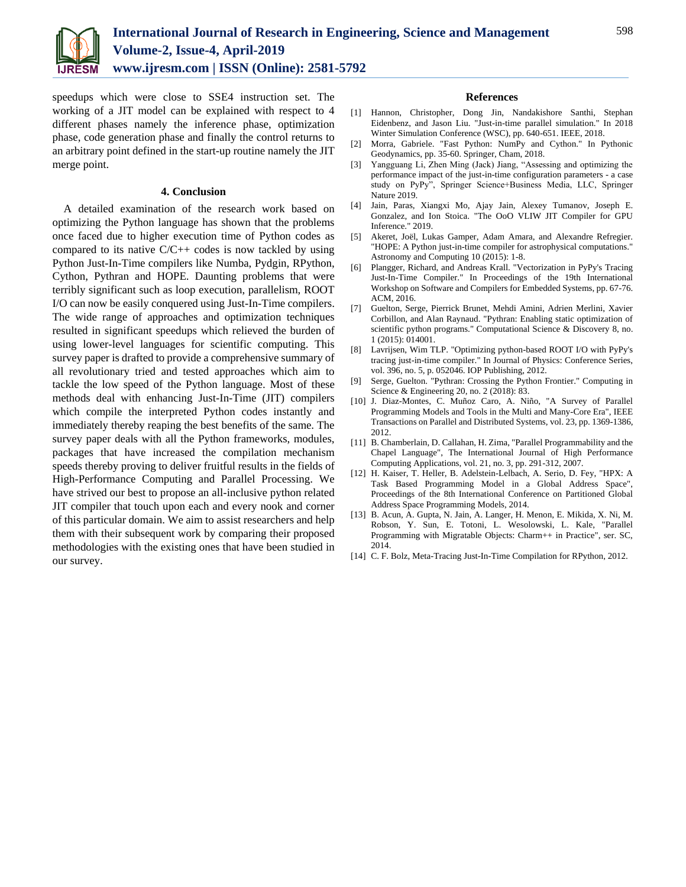speedups which were close to SSE4 instruction set. The working of a JIT model can be explained with respect to 4 different phases namely the inference phase, optimization phase, code generation phase and finally the control returns to an arbitrary point defined in the start-up routine namely the JIT merge point.

## 4. Conclusion

A detailed examination of the research work based on optimizing the Python language has shown that the problems once faced due to higher execution time of Python codes as compared to its native C/C++ codes is now tackled by using Python Just-In-Time compilers like Numba, Pydgin, RPython, Cython, Pythran and HOPE. Daunting problems that were terribly significant such as loop execution, parallelism, ROOT I/O can now be easily conquered using Just-In-Time compilers. The wide range of approaches and optimization techniques resulted in significant speedups which relieved the burden of using lower-level languages for scientific computing. This survey paper is drafted to provide a comprehensive summary of all revolutionary tried and tested approaches which aim to tackle the low speed of the Python language. Most of these methods deal with enhancing Just-In-Time (JIT) compilers which compile the interpreted Python codes instantly and immediately thereby reaping the best benefits of the same. The survey paper deals with all the Python frameworks, modules, packages that have increased the compilation mechanism speeds thereby proving to deliver fruitful results in the fields of High-Performance Computing and Parallel Processing. We have strived our best to propose an all-inclusive python related JIT compiler that touch upon each and every nook and corner of this particular domain. We aim to assist researchers and help them with their subsequent work by comparing their proposed methodologies with the existing ones that have been studied in our survey.

## References

[1] Hannon, Christopher, Dong Jin, Nandakishore Santhi, Stephan Eidenbenz, and Jason Liu. "Just-in-time parallel simulation." In 2018 Winter Simulation Conference (WSC), pp. 640-651. IEEE, 2018.

[2] Morra, Gabriele. "Fast Python: NumPy and Cython." In Pythonic Geodynamics, pp. 35-60. Springer, Cham, 2018.

[3] Yangguang Li, Zhen Ming (Jack) Jiang, "Assessing and optimizing the performance impact of the just-in-time configuration parameters - a case study on PyPy", Springer Science+Business Media, LLC, Springer Nature 2019.

[4] Jain, Paras, Xiangxi Mo, Ajay Jain, Alexey Tumanov, Joseph E. Gonzalez, and Ion Stoica. "The OoO VLIW JIT Compiler for GPU Inference." 2019.

[5] Akeret, Joël, Lukas Gamper, Adam Amara, and Alexandre Refregier. "HOPE: A Python just-in-time compiler for astrophysical computations." Astronomy and Computing 10 (2015): 1-8.

[6] Plangger, Richard, and Andreas Krall. "Vectorization in PyPy's Tracing Just-In-Time Compiler." In Proceedings of the 19th International Workshop on Software and Compilers for Embedded Systems, pp. 67-76. ACM, 2016.

[7] Guelton, Serge, Pierrick Brunet, Mehdi Amini, Adrien Merlini, Xavier Corbillon, and Alan Raynaud. "Pythran: Enabling static optimization of scientific python programs." Computational Science & Discovery 8, no. 1 (2015): 014001.

[8] Lavrijsen, Wim TLP. "Optimizing python-based ROOT I/O with PyPy's tracing just-in-time compiler." In Journal of Physics: Conference Series, vol. 396, no. 5, p. 052046. IOP Publishing, 2012.

[9] Serge, Guelton. "Pythran: Crossing the Python Frontier." Computing in Science & Engineering 20, no. 2 (2018): 83.

[10] J. Diaz-Montes, C. Muñoz Caro, A. Niño, "A Survey of Parallel Programming Models and Tools in the Multi and Many-Core Era", IEEE Transactions on Parallel and Distributed Systems, vol. 23, pp. 1369-1386, 2012.

[11] B. Chamberlain, D. Callahan, H. Zima, "Parallel Programmability and the Chapel Language", The International Journal of High Performance Computing Applications, vol. 21, no. 3, pp. 291-312, 2007.

[12] H. Kaiser, T. Heller, B. Adelstein-Lelbach, A. Serio, D. Fey, "HPX: A Task Based Programming Model in a Global Address Space", Proceedings of the 8th International Conference on Partitioned Global Address Space Programming Models, 2014.

[13] B. Acun, A. Gupta, N. Jain, A. Langer, H. Menon, E. Mikida, X. Ni, M. Robson, Y. Sun, E. Totoni, L. Wesolowski, L. Kale, "Parallel Programming with Migratable Objects: Charm++ in Practice", ser. SC, 2014.

[14] C. F. Bolz, Meta-Tracing Just-In-Time Compilation for RPython, 2012.